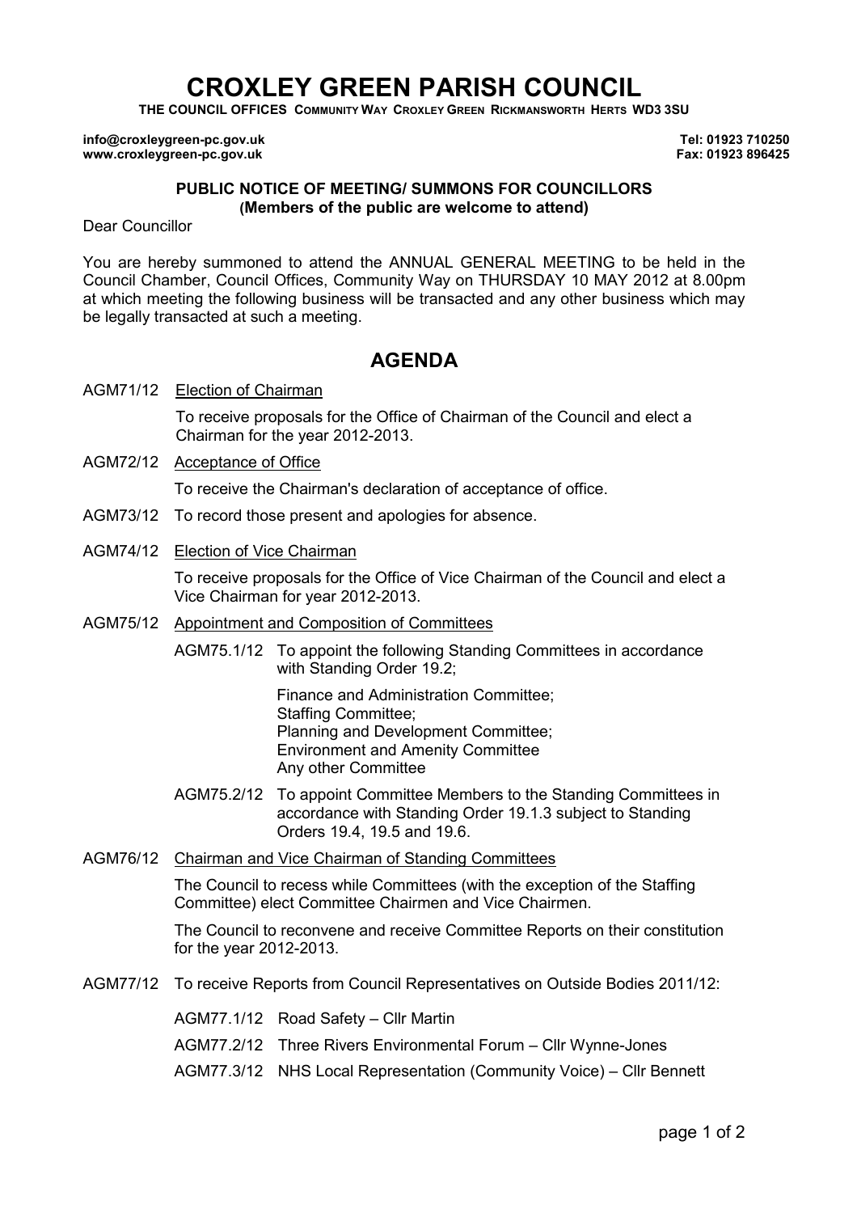# CROXLEY GREEN PARISH COUNCIL

**THE COUNCIL OFFICES COMMUNITY WAY CROXLEY GREEN RICKMANSWORTH HERTS WD3 3SU**

**info@croxleygreen-pc.gov.uk** | **Tel: 01923 710250**
**www.croxleygreen-pc.gov.uk** | **Fax: 01923 896425**

**PUBLIC NOTICE OF MEETING/ SUMMONS FOR COUNCILLORS**
**(Members of the public are welcome to attend)**

Dear Councillor

You are hereby summoned to attend the ANNUAL GENERAL MEETING to be held in the Council Chamber, Council Offices, Community Way on THURSDAY 10 MAY 2012 at 8.00pm at which meeting the following business will be transacted and any other business which may be legally transacted at such a meeting.

## AGENDA

AGM71/12 Election of Chairman

To receive proposals for the Office of Chairman of the Council and elect a Chairman for the year 2012-2013.

AGM72/12 Acceptance of Office

To receive the Chairman's declaration of acceptance of office.

AGM73/12 To record those present and apologies for absence.

AGM74/12 Election of Vice Chairman

To receive proposals for the Office of Vice Chairman of the Council and elect a Vice Chairman for year 2012-2013.

AGM75/12 Appointment and Composition of Committees

AGM75.1/12 To appoint the following Standing Committees in accordance with Standing Order 19.2;

Finance and Administration Committee;
Staffing Committee;
Planning and Development Committee;
Environment and Amenity Committee
Any other Committee

AGM75.2/12 To appoint Committee Members to the Standing Committees in accordance with Standing Order 19.1.3 subject to Standing Orders 19.4, 19.5 and 19.6.

AGM76/12 Chairman and Vice Chairman of Standing Committees

The Council to recess while Committees (with the exception of the Staffing Committee) elect Committee Chairmen and Vice Chairmen.

The Council to reconvene and receive Committee Reports on their constitution for the year 2012-2013.

AGM77/12 To receive Reports from Council Representatives on Outside Bodies 2011/12:

AGM77.1/12 Road Safety – Cllr Martin

AGM77.2/12 Three Rivers Environmental Forum – Cllr Wynne-Jones

AGM77.3/12 NHS Local Representation (Community Voice) – Cllr Bennett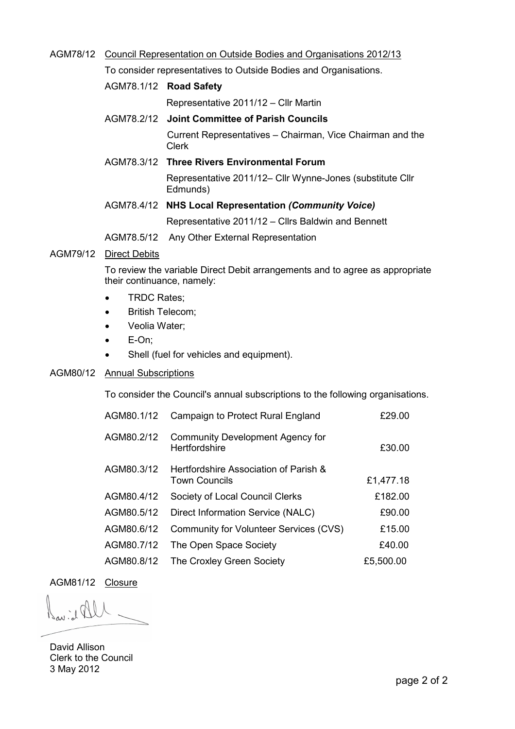AGM78/12 Council Representation on Outside Bodies and Organisations 2012/13

To consider representatives to Outside Bodies and Organisations.

AGM78.1/12 **Road Safety**

Representative 2011/12 – Cllr Martin

AGM78.2/12 **Joint Committee of Parish Councils**

Current Representatives – Chairman, Vice Chairman and the Clerk

AGM78.3/12 **Three Rivers Environmental Forum**

Representative 2011/12– Cllr Wynne-Jones (substitute Cllr Edmunds)

AGM78.4/12 **NHS Local Representation *(Community Voice)***

Representative 2011/12 – Cllrs Baldwin and Bennett

AGM78.5/12 Any Other External Representation

AGM79/12 Direct Debits

To review the variable Direct Debit arrangements and to agree as appropriate their continuance, namely:

- TRDC Rates;
- British Telecom;
- Veolia Water;
- E-On;
- Shell (fuel for vehicles and equipment).

AGM80/12 Annual Subscriptions

To consider the Council's annual subscriptions to the following organisations.

| | | |
|---|---|---|
| AGM80.1/12 | Campaign to Protect Rural England | £29.00 |
| AGM80.2/12 | Community Development Agency for Hertfordshire | £30.00 |
| AGM80.3/12 | Hertfordshire Association of Parish & Town Councils | £1,477.18 |
| AGM80.4/12 | Society of Local Council Clerks | £182.00 |
| AGM80.5/12 | Direct Information Service (NALC) | £90.00 |
| AGM80.6/12 | Community for Volunteer Services (CVS) | £15.00 |
| AGM80.7/12 | The Open Space Society | £40.00 |
| AGM80.8/12 | The Croxley Green Society | £5,500.00 |

AGM81/12 Closure

David Allison
Clerk to the Council
3 May 2012